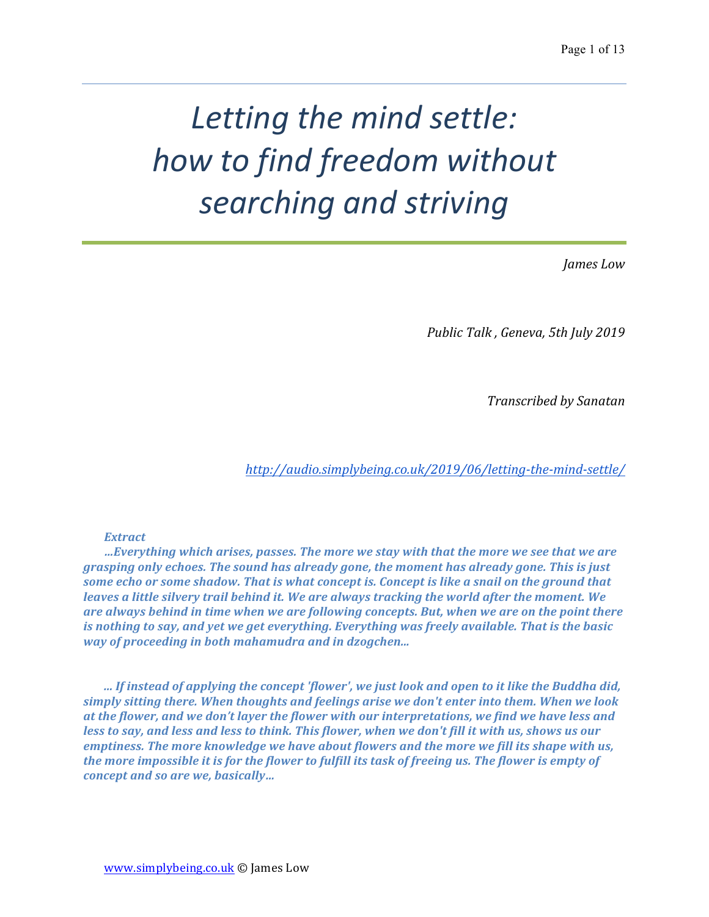# Letting the mind settle: how to find freedom without searching and striving

*James Low*

*Public Talk , Geneva, 5th July 2019*

*Transcribed by Sanatan*

*http://audio.simplybeing.co.uk/2019/06/letting-the-mind-settle/*

***Extract***

***...Everything which arises, passes. The more we stay with that the more we see that we are grasping only echoes. The sound has already gone, the moment has already gone. This is just some echo or some shadow. That is what concept is. Concept is like a snail on the ground that leaves a little silvery trail behind it. We are always tracking the world after the moment. We are always behind in time when we are following concepts. But, when we are on the point there is nothing to say, and yet we get everything. Everything was freely available. That is the basic way of proceeding in both mahamudra and in dzogchen...***

***... If instead of applying the concept 'flower', we just look and open to it like the Buddha did, simply sitting there. When thoughts and feelings arise we don't enter into them. When we look at the flower, and we don't layer the flower with our interpretations, we find we have less and less to say, and less and less to think. This flower, when we don't fill it with us, shows us our emptiness. The more knowledge we have about flowers and the more we fill its shape with us, the more impossible it is for the flower to fulfill its task of freeing us. The flower is empty of concept and so are we, basically...***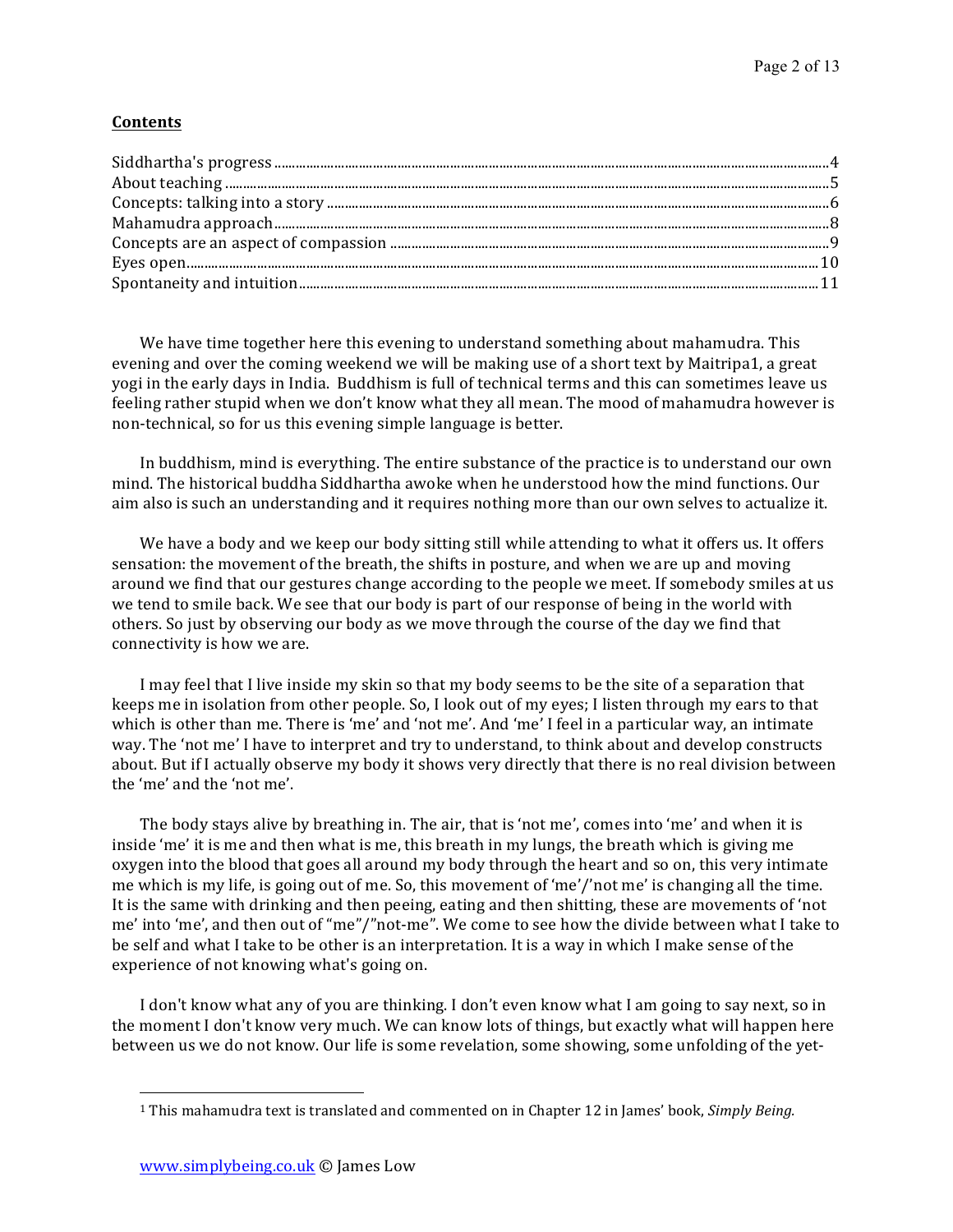**Contents**

Siddhartha's progress ..... 4
About teaching ..... 5
Concepts: talking into a story ..... 6
Mahamudra approach ..... 8
Concepts are an aspect of compassion ..... 9
Eyes open ..... 10
Spontaneity and intuition ..... 11

We have time together here this evening to understand something about mahamudra. This evening and over the coming weekend we will be making use of a short text by Maitripa[1], a great yogi in the early days in India. Buddhism is full of technical terms and this can sometimes leave us feeling rather stupid when we don't know what they all mean. The mood of mahamudra however is non-technical, so for us this evening simple language is better.

In buddhism, mind is everything. The entire substance of the practice is to understand our own mind. The historical buddha Siddhartha awoke when he understood how the mind functions. Our aim also is such an understanding and it requires nothing more than our own selves to actualize it.

We have a body and we keep our body sitting still while attending to what it offers us. It offers sensation: the movement of the breath, the shifts in posture, and when we are up and moving around we find that our gestures change according to the people we meet. If somebody smiles at us we tend to smile back. We see that our body is part of our response of being in the world with others. So just by observing our body as we move through the course of the day we find that connectivity is how we are.

I may feel that I live inside my skin so that my body seems to be the site of a separation that keeps me in isolation from other people. So, I look out of my eyes; I listen through my ears to that which is other than me. There is 'me' and 'not me'. And 'me' I feel in a particular way, an intimate way. The 'not me' I have to interpret and try to understand, to think about and develop constructs about. But if I actually observe my body it shows very directly that there is no real division between the 'me' and the 'not me'.

The body stays alive by breathing in. The air, that is 'not me', comes into 'me' and when it is inside 'me' it is me and then what is me, this breath in my lungs, the breath which is giving me oxygen into the blood that goes all around my body through the heart and so on, this very intimate me which is my life, is going out of me. So, this movement of 'me'/'not me' is changing all the time. It is the same with drinking and then peeing, eating and then shitting, these are movements of 'not me' into 'me', and then out of "me"/"not-me". We come to see how the divide between what I take to be self and what I take to be other is an interpretation. It is a way in which I make sense of the experience of not knowing what's going on.

I don't know what any of you are thinking. I don't even know what I am going to say next, so in the moment I don't know very much. We can know lots of things, but exactly what will happen here between us we do not know. Our life is some revelation, some showing, some unfolding of the yet-

[1] This mahamudra text is translated and commented on in Chapter 12 in James' book, *Simply Being.*

www.simplybeing.co.uk © James Low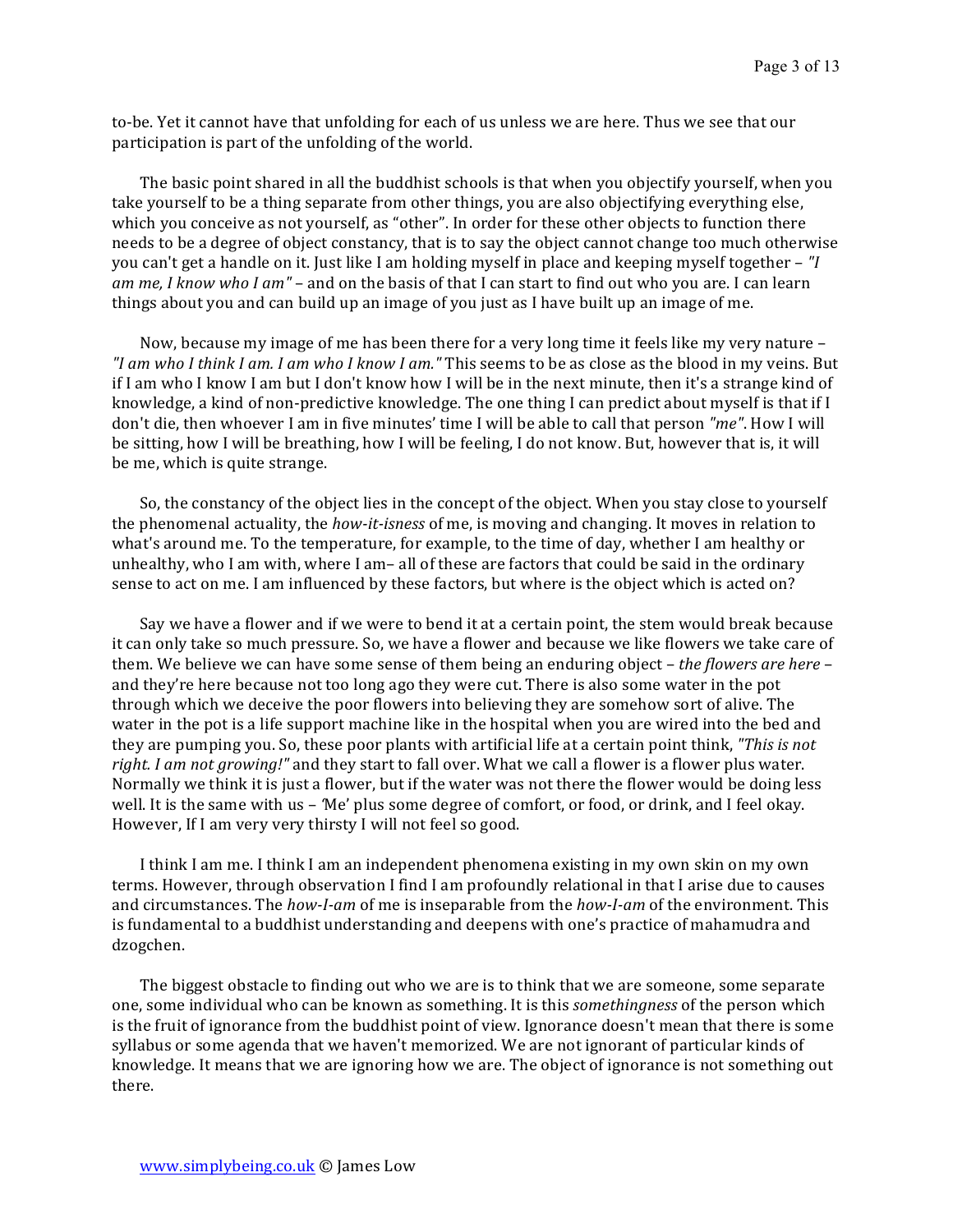to-be. Yet it cannot have that unfolding for each of us unless we are here. Thus we see that our participation is part of the unfolding of the world.

The basic point shared in all the buddhist schools is that when you objectify yourself, when you take yourself to be a thing separate from other things, you are also objectifying everything else, which you conceive as not yourself, as "other". In order for these other objects to function there needs to be a degree of object constancy, that is to say the object cannot change too much otherwise you can't get a handle on it. Just like I am holding myself in place and keeping myself together – *"I am me, I know who I am"* – and on the basis of that I can start to find out who you are. I can learn things about you and can build up an image of you just as I have built up an image of me.

Now, because my image of me has been there for a very long time it feels like my very nature – *"I am who I think I am. I am who I know I am."* This seems to be as close as the blood in my veins. But if I am who I know I am but I don't know how I will be in the next minute, then it's a strange kind of knowledge, a kind of non-predictive knowledge. The one thing I can predict about myself is that if I don't die, then whoever I am in five minutes' time I will be able to call that person *"me"*. How I will be sitting, how I will be breathing, how I will be feeling, I do not know. But, however that is, it will be me, which is quite strange.

So, the constancy of the object lies in the concept of the object. When you stay close to yourself the phenomenal actuality, the *how-it-isness* of me, is moving and changing. It moves in relation to what's around me. To the temperature, for example, to the time of day, whether I am healthy or unhealthy, who I am with, where I am– all of these are factors that could be said in the ordinary sense to act on me. I am influenced by these factors, but where is the object which is acted on?

Say we have a flower and if we were to bend it at a certain point, the stem would break because it can only take so much pressure. So, we have a flower and because we like flowers we take care of them. We believe we can have some sense of them being an enduring object – *the flowers are here* – and they're here because not too long ago they were cut. There is also some water in the pot through which we deceive the poor flowers into believing they are somehow sort of alive. The water in the pot is a life support machine like in the hospital when you are wired into the bed and they are pumping you. So, these poor plants with artificial life at a certain point think, *"This is not right. I am not growing!"* and they start to fall over. What we call a flower is a flower plus water. Normally we think it is just a flower, but if the water was not there the flower would be doing less well. It is the same with us – 'Me' plus some degree of comfort, or food, or drink, and I feel okay. However, If I am very very thirsty I will not feel so good.

I think I am me. I think I am an independent phenomena existing in my own skin on my own terms. However, through observation I find I am profoundly relational in that I arise due to causes and circumstances. The *how-I-am* of me is inseparable from the *how-I-am* of the environment. This is fundamental to a buddhist understanding and deepens with one's practice of mahamudra and dzogchen.

The biggest obstacle to finding out who we are is to think that we are someone, some separate one, some individual who can be known as something. It is this *somethingness* of the person which is the fruit of ignorance from the buddhist point of view. Ignorance doesn't mean that there is some syllabus or some agenda that we haven't memorized. We are not ignorant of particular kinds of knowledge. It means that we are ignoring how we are. The object of ignorance is not something out there.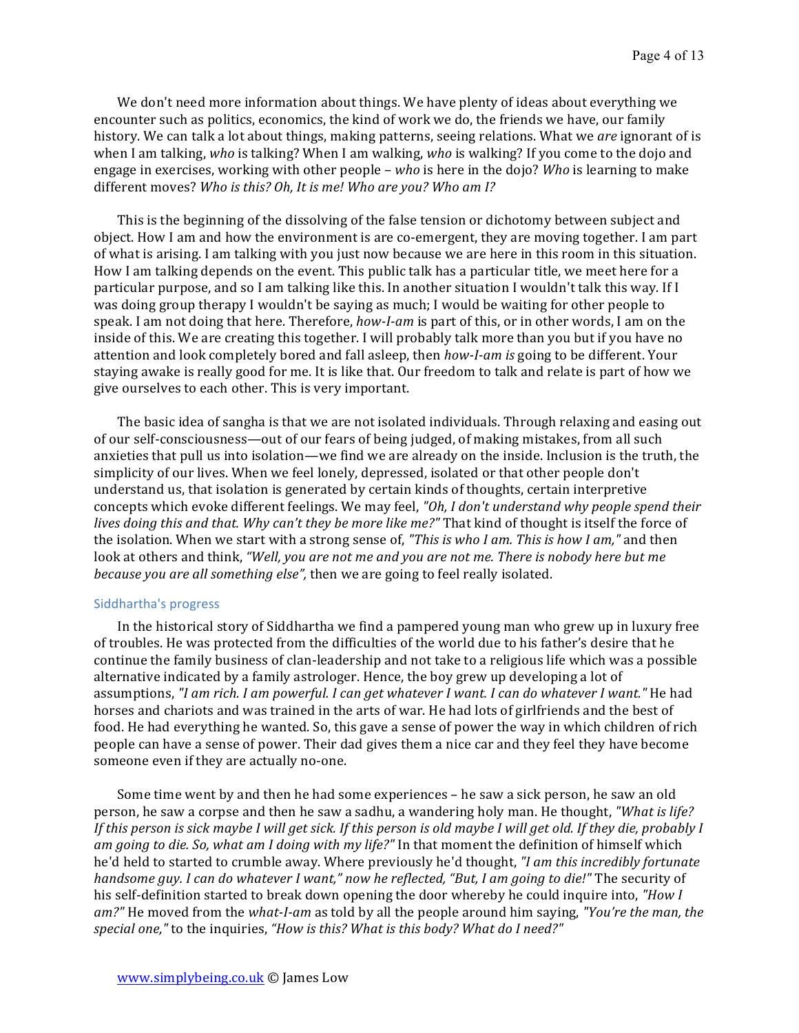We don't need more information about things. We have plenty of ideas about everything we encounter such as politics, economics, the kind of work we do, the friends we have, our family history. We can talk a lot about things, making patterns, seeing relations. What we *are* ignorant of is when I am talking, *who* is talking? When I am walking, *who* is walking? If you come to the dojo and engage in exercises, working with other people – *who* is here in the dojo? *Who* is learning to make different moves? *Who is this? Oh, It is me! Who are you? Who am I?*

This is the beginning of the dissolving of the false tension or dichotomy between subject and object. How I am and how the environment is are co-emergent, they are moving together. I am part of what is arising. I am talking with you just now because we are here in this room in this situation. How I am talking depends on the event. This public talk has a particular title, we meet here for a particular purpose, and so I am talking like this. In another situation I wouldn't talk this way. If I was doing group therapy I wouldn't be saying as much; I would be waiting for other people to speak. I am not doing that here. Therefore, *how-I-am* is part of this, or in other words, I am on the inside of this. We are creating this together. I will probably talk more than you but if you have no attention and look completely bored and fall asleep, then *how-I-am is* going to be different. Your staying awake is really good for me. It is like that. Our freedom to talk and relate is part of how we give ourselves to each other. This is very important.

The basic idea of sangha is that we are not isolated individuals. Through relaxing and easing out of our self-consciousness—out of our fears of being judged, of making mistakes, from all such anxieties that pull us into isolation—we find we are already on the inside. Inclusion is the truth, the simplicity of our lives. When we feel lonely, depressed, isolated or that other people don't understand us, that isolation is generated by certain kinds of thoughts, certain interpretive concepts which evoke different feelings. We may feel, *"Oh, I don't understand why people spend their lives doing this and that. Why can't they be more like me?"* That kind of thought is itself the force of the isolation. When we start with a strong sense of, *"This is who I am. This is how I am,"* and then look at others and think, *"Well, you are not me and you are not me. There is nobody here but me because you are all something else",* then we are going to feel really isolated.

### Siddhartha's progress

In the historical story of Siddhartha we find a pampered young man who grew up in luxury free of troubles. He was protected from the difficulties of the world due to his father's desire that he continue the family business of clan-leadership and not take to a religious life which was a possible alternative indicated by a family astrologer. Hence, the boy grew up developing a lot of assumptions, *"I am rich. I am powerful. I can get whatever I want. I can do whatever I want."* He had horses and chariots and was trained in the arts of war. He had lots of girlfriends and the best of food. He had everything he wanted. So, this gave a sense of power the way in which children of rich people can have a sense of power. Their dad gives them a nice car and they feel they have become someone even if they are actually no-one.

Some time went by and then he had some experiences – he saw a sick person, he saw an old person, he saw a corpse and then he saw a sadhu, a wandering holy man. He thought, *"What is life? If this person is sick maybe I will get sick. If this person is old maybe I will get old. If they die, probably I am going to die. So, what am I doing with my life?"* In that moment the definition of himself which he'd held to started to crumble away. Where previously he'd thought, *"I am this incredibly fortunate handsome guy. I can do whatever I want," now he reflected, "But, I am going to die!"* The security of his self-definition started to break down opening the door whereby he could inquire into, *"How I am?"* He moved from the *what-I-am* as told by all the people around him saying, *"You're the man, the special one,"* to the inquiries, *"How is this? What is this body? What do I need?"*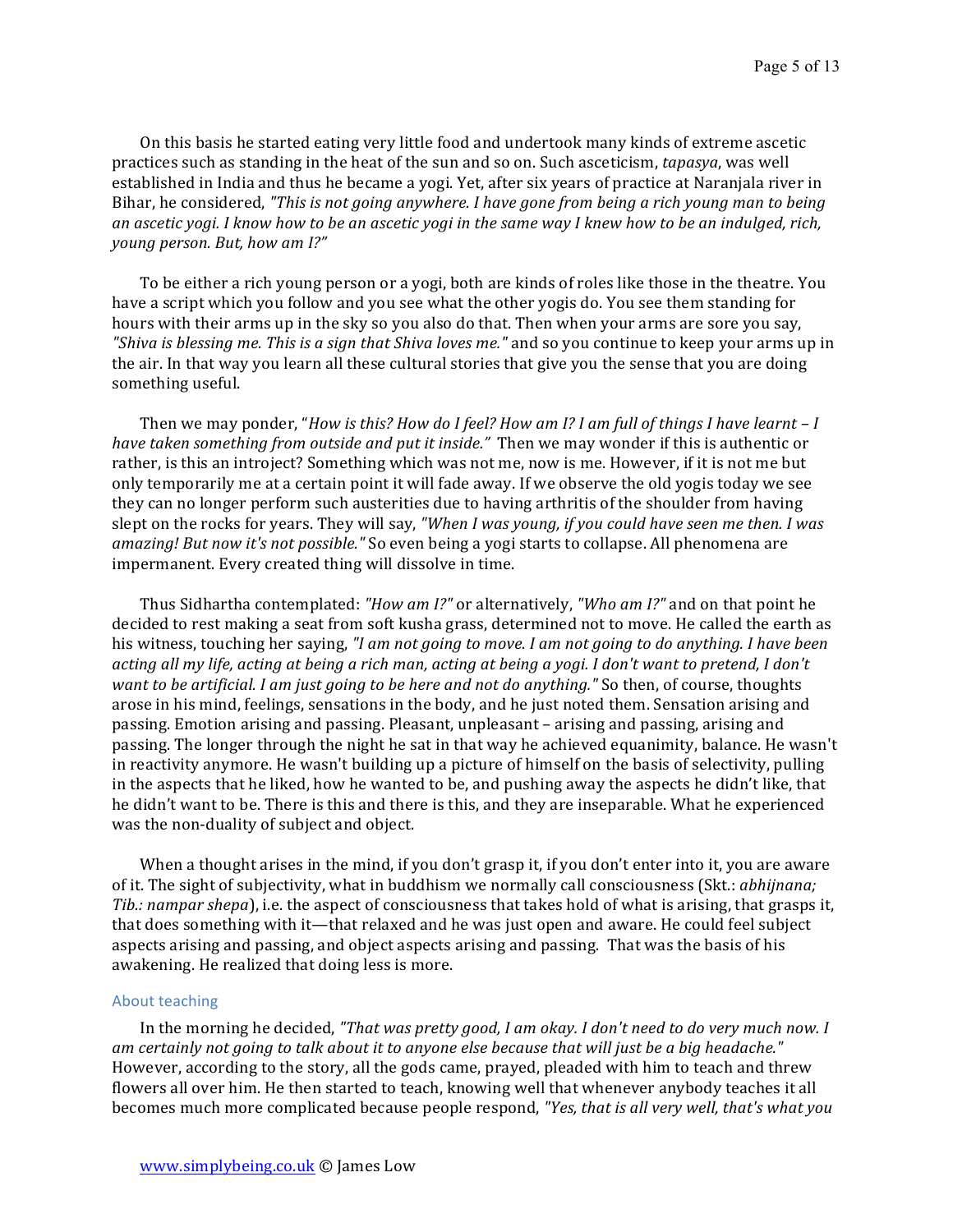On this basis he started eating very little food and undertook many kinds of extreme ascetic practices such as standing in the heat of the sun and so on. Such asceticism, *tapasya*, was well established in India and thus he became a yogi. Yet, after six years of practice at Naranjala river in Bihar, he considered, *"This is not going anywhere. I have gone from being a rich young man to being an ascetic yogi. I know how to be an ascetic yogi in the same way I knew how to be an indulged, rich, young person. But, how am I?"*

To be either a rich young person or a yogi, both are kinds of roles like those in the theatre. You have a script which you follow and you see what the other yogis do. You see them standing for hours with their arms up in the sky so you also do that. Then when your arms are sore you say, *"Shiva is blessing me. This is a sign that Shiva loves me."* and so you continue to keep your arms up in the air. In that way you learn all these cultural stories that give you the sense that you are doing something useful.

Then we may ponder, "*How is this? How do I feel? How am I? I am full of things I have learnt – I have taken something from outside and put it inside."* Then we may wonder if this is authentic or rather, is this an introject? Something which was not me, now is me. However, if it is not me but only temporarily me at a certain point it will fade away. If we observe the old yogis today we see they can no longer perform such austerities due to having arthritis of the shoulder from having slept on the rocks for years. They will say, *"When I was young, if you could have seen me then. I was amazing! But now it's not possible."* So even being a yogi starts to collapse. All phenomena are impermanent. Every created thing will dissolve in time.

Thus Sidhartha contemplated: *"How am I?"* or alternatively, *"Who am I?"* and on that point he decided to rest making a seat from soft kusha grass, determined not to move. He called the earth as his witness, touching her saying, *"I am not going to move. I am not going to do anything. I have been acting all my life, acting at being a rich man, acting at being a yogi. I don't want to pretend, I don't want to be artificial. I am just going to be here and not do anything."* So then, of course, thoughts arose in his mind, feelings, sensations in the body, and he just noted them. Sensation arising and passing. Emotion arising and passing. Pleasant, unpleasant – arising and passing, arising and passing. The longer through the night he sat in that way he achieved equanimity, balance. He wasn't in reactivity anymore. He wasn't building up a picture of himself on the basis of selectivity, pulling in the aspects that he liked, how he wanted to be, and pushing away the aspects he didn't like, that he didn't want to be. There is this and there is this, and they are inseparable. What he experienced was the non-duality of subject and object.

When a thought arises in the mind, if you don't grasp it, if you don't enter into it, you are aware of it. The sight of subjectivity, what in buddhism we normally call consciousness (Skt.: *abhijnana; Tib.: nampar shepa*), i.e. the aspect of consciousness that takes hold of what is arising, that grasps it, that does something with it—that relaxed and he was just open and aware. He could feel subject aspects arising and passing, and object aspects arising and passing. That was the basis of his awakening. He realized that doing less is more.

## About teaching

In the morning he decided, *"That was pretty good, I am okay. I don't need to do very much now. I am certainly not going to talk about it to anyone else because that will just be a big headache."* However, according to the story, all the gods came, prayed, pleaded with him to teach and threw flowers all over him. He then started to teach, knowing well that whenever anybody teaches it all becomes much more complicated because people respond, *"Yes, that is all very well, that's what you*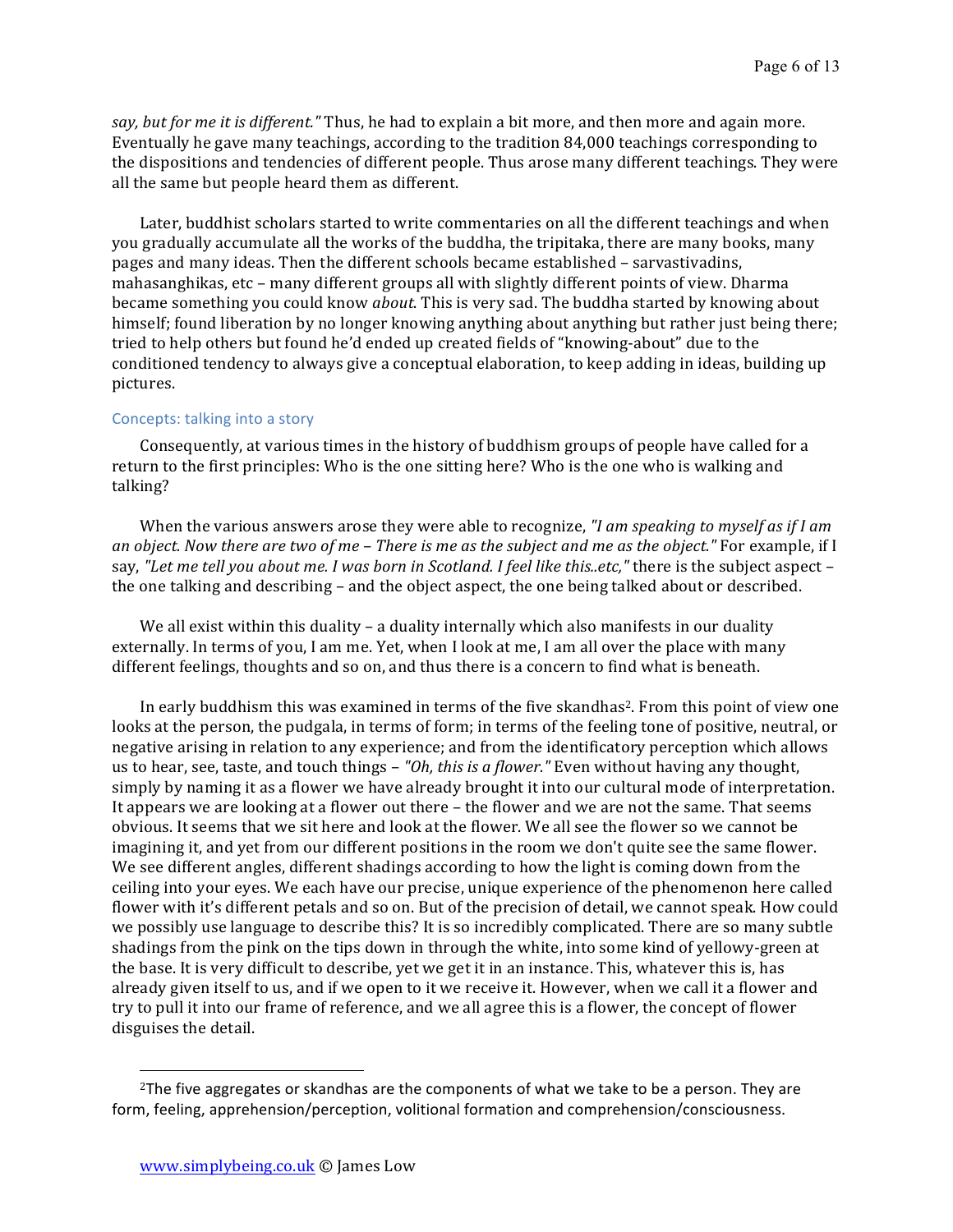*say, but for me it is different."* Thus, he had to explain a bit more, and then more and again more. Eventually he gave many teachings, according to the tradition 84,000 teachings corresponding to the dispositions and tendencies of different people. Thus arose many different teachings. They were all the same but people heard them as different.

Later, buddhist scholars started to write commentaries on all the different teachings and when you gradually accumulate all the works of the buddha, the tripitaka, there are many books, many pages and many ideas. Then the different schools became established – sarvastivadins, mahasanghikas, etc – many different groups all with slightly different points of view. Dharma became something you could know *about*. This is very sad. The buddha started by knowing about himself; found liberation by no longer knowing anything about anything but rather just being there; tried to help others but found he'd ended up created fields of "knowing-about" due to the conditioned tendency to always give a conceptual elaboration, to keep adding in ideas, building up pictures.

### Concepts: talking into a story

Consequently, at various times in the history of buddhism groups of people have called for a return to the first principles: Who is the one sitting here? Who is the one who is walking and talking?

When the various answers arose they were able to recognize, *"I am speaking to myself as if I am an object. Now there are two of me – There is me as the subject and me as the object."* For example, if I say, *"Let me tell you about me. I was born in Scotland. I feel like this..etc,"* there is the subject aspect – the one talking and describing – and the object aspect, the one being talked about or described.

We all exist within this duality – a duality internally which also manifests in our duality externally. In terms of you, I am me. Yet, when I look at me, I am all over the place with many different feelings, thoughts and so on, and thus there is a concern to find what is beneath.

In early buddhism this was examined in terms of the five skandhas[2]. From this point of view one looks at the person, the pudgala, in terms of form; in terms of the feeling tone of positive, neutral, or negative arising in relation to any experience; and from the identificatory perception which allows us to hear, see, taste, and touch things – *"Oh, this is a flower."* Even without having any thought, simply by naming it as a flower we have already brought it into our cultural mode of interpretation. It appears we are looking at a flower out there – the flower and we are not the same. That seems obvious. It seems that we sit here and look at the flower. We all see the flower so we cannot be imagining it, and yet from our different positions in the room we don't quite see the same flower. We see different angles, different shadings according to how the light is coming down from the ceiling into your eyes. We each have our precise, unique experience of the phenomenon here called flower with it's different petals and so on. But of the precision of detail, we cannot speak. How could we possibly use language to describe this? It is so incredibly complicated. There are so many subtle shadings from the pink on the tips down in through the white, into some kind of yellowy-green at the base. It is very difficult to describe, yet we get it in an instance. This, whatever this is, has already given itself to us, and if we open to it we receive it. However, when we call it a flower and try to pull it into our frame of reference, and we all agree this is a flower, the concept of flower disguises the detail.

---

[2]The five aggregates or skandhas are the components of what we take to be a person. They are form, feeling, apprehension/perception, volitional formation and comprehension/consciousness.

www.simplybeing.co.uk © James Low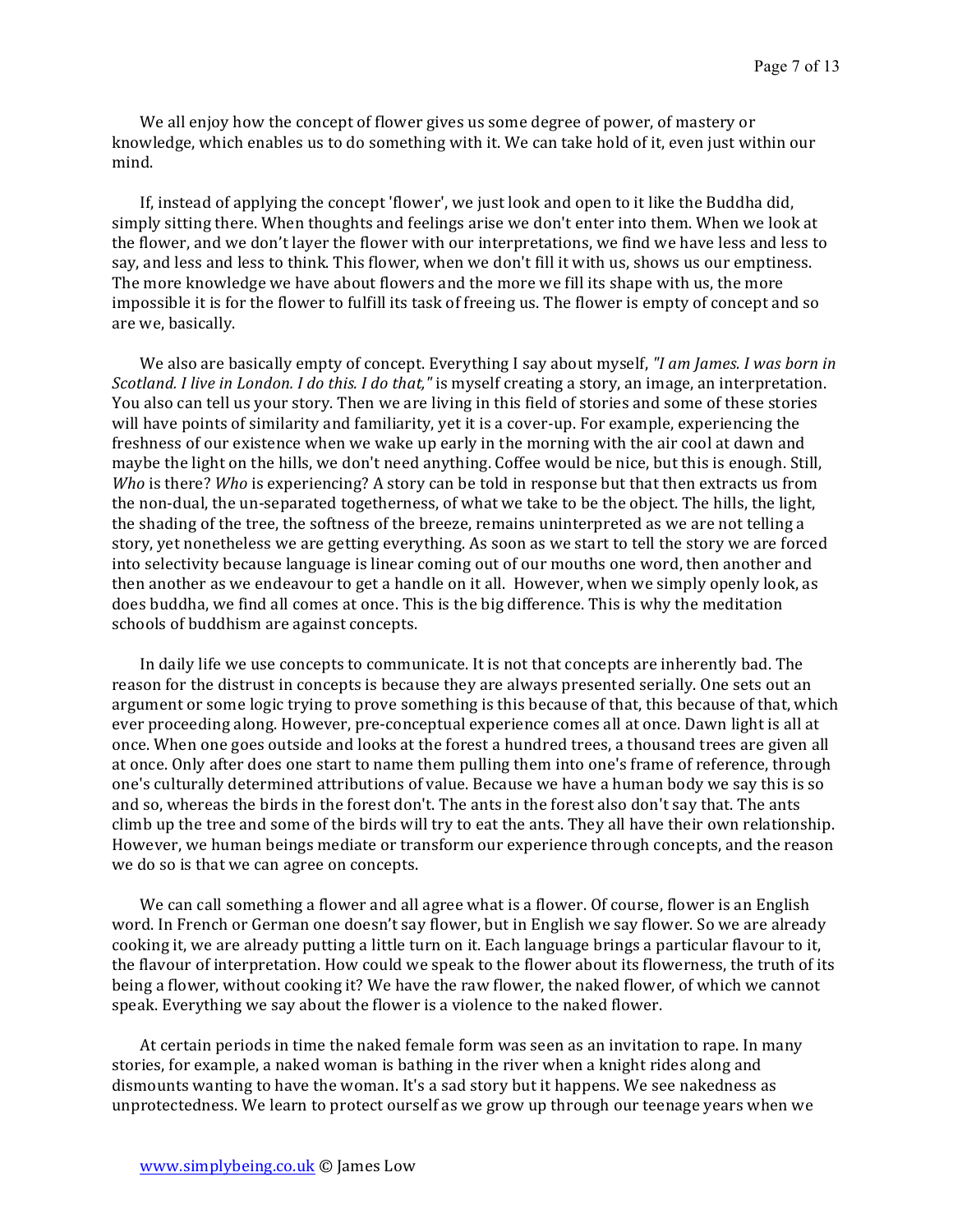We all enjoy how the concept of flower gives us some degree of power, of mastery or knowledge, which enables us to do something with it. We can take hold of it, even just within our mind.

If, instead of applying the concept 'flower', we just look and open to it like the Buddha did, simply sitting there. When thoughts and feelings arise we don't enter into them. When we look at the flower, and we don't layer the flower with our interpretations, we find we have less and less to say, and less and less to think. This flower, when we don't fill it with us, shows us our emptiness. The more knowledge we have about flowers and the more we fill its shape with us, the more impossible it is for the flower to fulfill its task of freeing us. The flower is empty of concept and so are we, basically.

We also are basically empty of concept. Everything I say about myself, *"I am James. I was born in Scotland. I live in London. I do this. I do that,"* is myself creating a story, an image, an interpretation. You also can tell us your story. Then we are living in this field of stories and some of these stories will have points of similarity and familiarity, yet it is a cover-up. For example, experiencing the freshness of our existence when we wake up early in the morning with the air cool at dawn and maybe the light on the hills, we don't need anything. Coffee would be nice, but this is enough. Still, *Who* is there? *Who* is experiencing? A story can be told in response but that then extracts us from the non-dual, the un-separated togetherness, of what we take to be the object. The hills, the light, the shading of the tree, the softness of the breeze, remains uninterpreted as we are not telling a story, yet nonetheless we are getting everything. As soon as we start to tell the story we are forced into selectivity because language is linear coming out of our mouths one word, then another and then another as we endeavour to get a handle on it all. However, when we simply openly look, as does buddha, we find all comes at once. This is the big difference. This is why the meditation schools of buddhism are against concepts.

In daily life we use concepts to communicate. It is not that concepts are inherently bad. The reason for the distrust in concepts is because they are always presented serially. One sets out an argument or some logic trying to prove something is this because of that, this because of that, which ever proceeding along. However, pre-conceptual experience comes all at once. Dawn light is all at once. When one goes outside and looks at the forest a hundred trees, a thousand trees are given all at once. Only after does one start to name them pulling them into one's frame of reference, through one's culturally determined attributions of value. Because we have a human body we say this is so and so, whereas the birds in the forest don't. The ants in the forest also don't say that. The ants climb up the tree and some of the birds will try to eat the ants. They all have their own relationship. However, we human beings mediate or transform our experience through concepts, and the reason we do so is that we can agree on concepts.

We can call something a flower and all agree what is a flower. Of course, flower is an English word. In French or German one doesn't say flower, but in English we say flower. So we are already cooking it, we are already putting a little turn on it. Each language brings a particular flavour to it, the flavour of interpretation. How could we speak to the flower about its flowerness, the truth of its being a flower, without cooking it? We have the raw flower, the naked flower, of which we cannot speak. Everything we say about the flower is a violence to the naked flower.

At certain periods in time the naked female form was seen as an invitation to rape. In many stories, for example, a naked woman is bathing in the river when a knight rides along and dismounts wanting to have the woman. It's a sad story but it happens. We see nakedness as unprotectedness. We learn to protect ourself as we grow up through our teenage years when we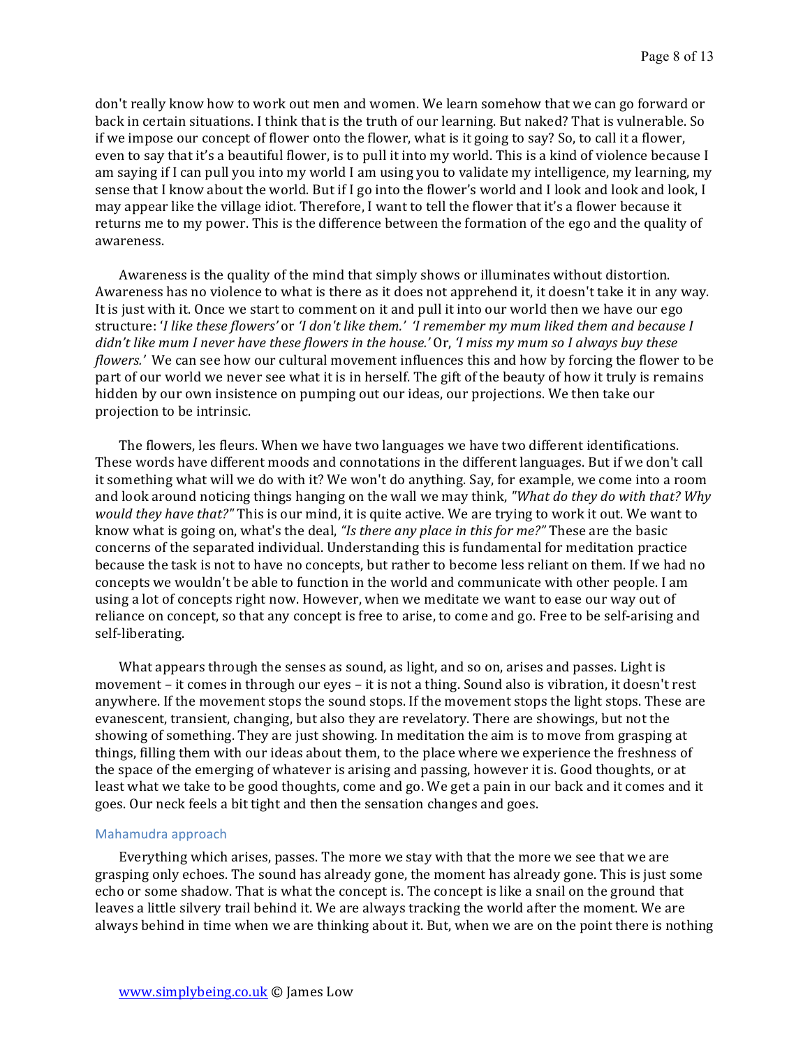don't really know how to work out men and women. We learn somehow that we can go forward or back in certain situations. I think that is the truth of our learning. But naked? That is vulnerable. So if we impose our concept of flower onto the flower, what is it going to say? So, to call it a flower, even to say that it's a beautiful flower, is to pull it into my world. This is a kind of violence because I am saying if I can pull you into my world I am using you to validate my intelligence, my learning, my sense that I know about the world. But if I go into the flower's world and I look and look and look, I may appear like the village idiot. Therefore, I want to tell the flower that it's a flower because it returns me to my power. This is the difference between the formation of the ego and the quality of awareness.

Awareness is the quality of the mind that simply shows or illuminates without distortion. Awareness has no violence to what is there as it does not apprehend it, it doesn't take it in any way. It is just with it. Once we start to comment on it and pull it into our world then we have our ego structure: '*I like these flowers*' or *'I don't like them.'* *'I remember my mum liked them and because I didn't like mum I never have these flowers in the house.'* Or, *'I miss my mum so I always buy these flowers.'* We can see how our cultural movement influences this and how by forcing the flower to be part of our world we never see what it is in herself. The gift of the beauty of how it truly is remains hidden by our own insistence on pumping out our ideas, our projections. We then take our projection to be intrinsic.

The flowers, les fleurs. When we have two languages we have two different identifications. These words have different moods and connotations in the different languages. But if we don't call it something what will we do with it? We won't do anything. Say, for example, we come into a room and look around noticing things hanging on the wall we may think, *"What do they do with that? Why would they have that?"* This is our mind, it is quite active. We are trying to work it out. We want to know what is going on, what's the deal, *"Is there any place in this for me?"* These are the basic concerns of the separated individual. Understanding this is fundamental for meditation practice because the task is not to have no concepts, but rather to become less reliant on them. If we had no concepts we wouldn't be able to function in the world and communicate with other people. I am using a lot of concepts right now. However, when we meditate we want to ease our way out of reliance on concept, so that any concept is free to arise, to come and go. Free to be self-arising and self-liberating.

What appears through the senses as sound, as light, and so on, arises and passes. Light is movement – it comes in through our eyes – it is not a thing. Sound also is vibration, it doesn't rest anywhere. If the movement stops the sound stops. If the movement stops the light stops. These are evanescent, transient, changing, but also they are revelatory. There are showings, but not the showing of something. They are just showing. In meditation the aim is to move from grasping at things, filling them with our ideas about them, to the place where we experience the freshness of the space of the emerging of whatever is arising and passing, however it is. Good thoughts, or at least what we take to be good thoughts, come and go. We get a pain in our back and it comes and it goes. Our neck feels a bit tight and then the sensation changes and goes.

### Mahamudra approach

Everything which arises, passes. The more we stay with that the more we see that we are grasping only echoes. The sound has already gone, the moment has already gone. This is just some echo or some shadow. That is what the concept is. The concept is like a snail on the ground that leaves a little silvery trail behind it. We are always tracking the world after the moment. We are always behind in time when we are thinking about it. But, when we are on the point there is nothing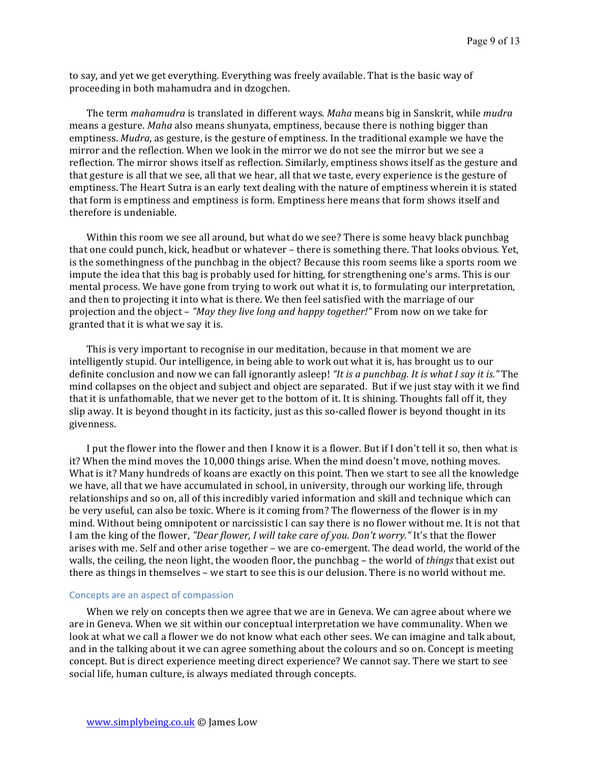to say, and yet we get everything. Everything was freely available. That is the basic way of proceeding in both mahamudra and in dzogchen.

The term *mahamudra* is translated in different ways. *Maha* means big in Sanskrit, while *mudra* means a gesture. *Maha* also means shunyata, emptiness, because there is nothing bigger than emptiness. *Mudra*, as gesture, is the gesture of emptiness. In the traditional example we have the mirror and the reflection. When we look in the mirror we do not see the mirror but we see a reflection. The mirror shows itself as reflection. Similarly, emptiness shows itself as the gesture and that gesture is all that we see, all that we hear, all that we taste, every experience is the gesture of emptiness. The Heart Sutra is an early text dealing with the nature of emptiness wherein it is stated that form is emptiness and emptiness is form. Emptiness here means that form shows itself and therefore is undeniable.

Within this room we see all around, but what do we see? There is some heavy black punchbag that one could punch, kick, headbut or whatever – there is something there. That looks obvious. Yet, is the somethingness of the punchbag in the object? Because this room seems like a sports room we impute the idea that this bag is probably used for hitting, for strengthening one's arms. This is our mental process. We have gone from trying to work out what it is, to formulating our interpretation, and then to projecting it into what is there. We then feel satisfied with the marriage of our projection and the object – *"May they live long and happy together!"* From now on we take for granted that it is what we say it is.

This is very important to recognise in our meditation, because in that moment we are intelligently stupid. Our intelligence, in being able to work out what it is, has brought us to our definite conclusion and now we can fall ignorantly asleep! *"It is a punchbag. It is what I say it is."* The mind collapses on the object and subject and object are separated. But if we just stay with it we find that it is unfathomable, that we never get to the bottom of it. It is shining. Thoughts fall off it, they slip away. It is beyond thought in its facticity, just as this so-called flower is beyond thought in its givenness.

I put the flower into the flower and then I know it is a flower. But if I don't tell it so, then what is it? When the mind moves the 10,000 things arise. When the mind doesn't move, nothing moves. What is it? Many hundreds of koans are exactly on this point. Then we start to see all the knowledge we have, all that we have accumulated in school, in university, through our working life, through relationships and so on, all of this incredibly varied information and skill and technique which can be very useful, can also be toxic. Where is it coming from? The flowerness of the flower is in my mind. Without being omnipotent or narcissistic I can say there is no flower without me. It is not that I am the king of the flower, *"Dear flower, I will take care of you. Don't worry."* It's that the flower arises with me. Self and other arise together – we are co-emergent. The dead world, the world of the walls, the ceiling, the neon light, the wooden floor, the punchbag – the world of *things* that exist out there as things in themselves – we start to see this is our delusion. There is no world without me.

### Concepts are an aspect of compassion

When we rely on concepts then we agree that we are in Geneva. We can agree about where we are in Geneva. When we sit within our conceptual interpretation we have communality. When we look at what we call a flower we do not know what each other sees. We can imagine and talk about, and in the talking about it we can agree something about the colours and so on. Concept is meeting concept. But is direct experience meeting direct experience? We cannot say. There we start to see social life, human culture, is always mediated through concepts.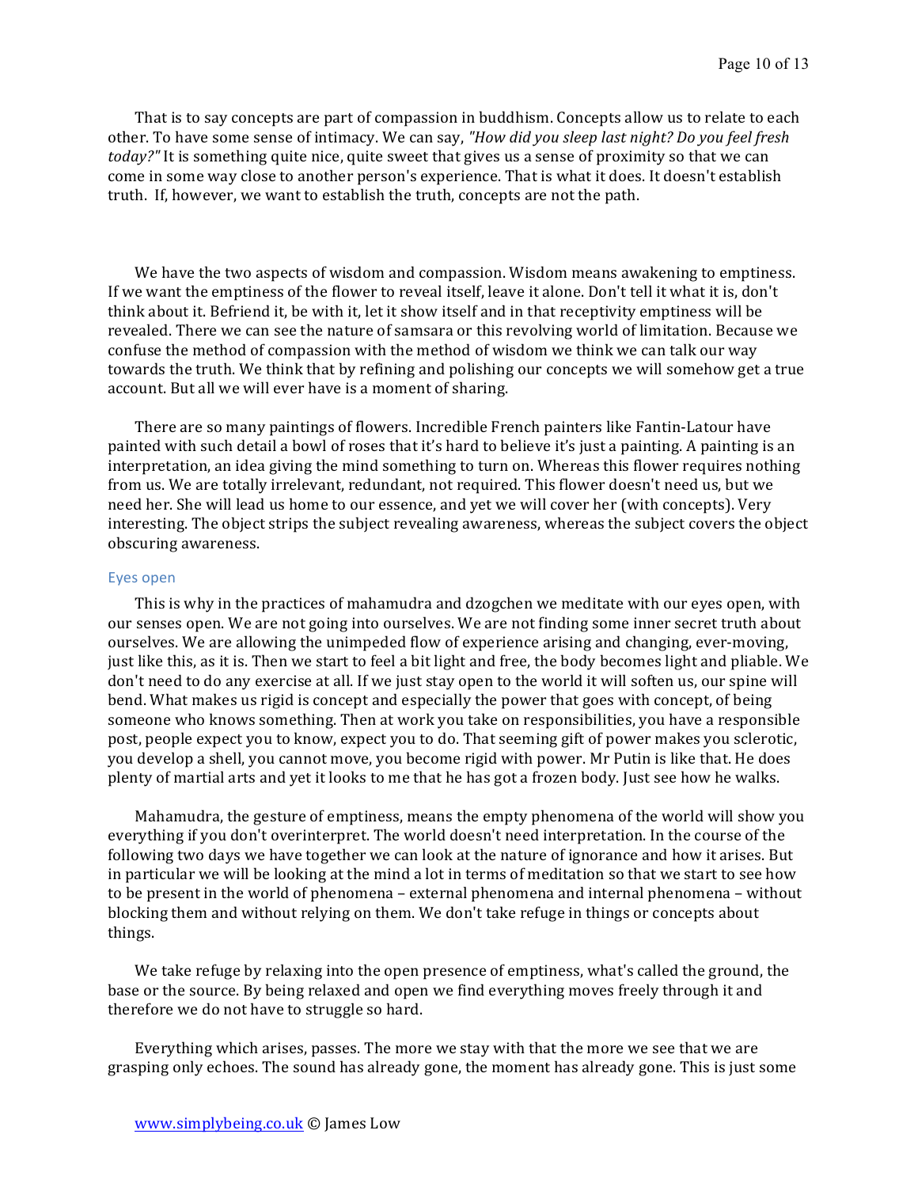That is to say concepts are part of compassion in buddhism. Concepts allow us to relate to each other. To have some sense of intimacy. We can say, *"How did you sleep last night? Do you feel fresh today?"* It is something quite nice, quite sweet that gives us a sense of proximity so that we can come in some way close to another person's experience. That is what it does. It doesn't establish truth. If, however, we want to establish the truth, concepts are not the path.

We have the two aspects of wisdom and compassion. Wisdom means awakening to emptiness. If we want the emptiness of the flower to reveal itself, leave it alone. Don't tell it what it is, don't think about it. Befriend it, be with it, let it show itself and in that receptivity emptiness will be revealed. There we can see the nature of samsara or this revolving world of limitation. Because we confuse the method of compassion with the method of wisdom we think we can talk our way towards the truth. We think that by refining and polishing our concepts we will somehow get a true account. But all we will ever have is a moment of sharing.

There are so many paintings of flowers. Incredible French painters like Fantin-Latour have painted with such detail a bowl of roses that it's hard to believe it's just a painting. A painting is an interpretation, an idea giving the mind something to turn on. Whereas this flower requires nothing from us. We are totally irrelevant, redundant, not required. This flower doesn't need us, but we need her. She will lead us home to our essence, and yet we will cover her (with concepts). Very interesting. The object strips the subject revealing awareness, whereas the subject covers the object obscuring awareness.

### Eyes open

This is why in the practices of mahamudra and dzogchen we meditate with our eyes open, with our senses open. We are not going into ourselves. We are not finding some inner secret truth about ourselves. We are allowing the unimpeded flow of experience arising and changing, ever-moving, just like this, as it is. Then we start to feel a bit light and free, the body becomes light and pliable. We don't need to do any exercise at all. If we just stay open to the world it will soften us, our spine will bend. What makes us rigid is concept and especially the power that goes with concept, of being someone who knows something. Then at work you take on responsibilities, you have a responsible post, people expect you to know, expect you to do. That seeming gift of power makes you sclerotic, you develop a shell, you cannot move, you become rigid with power. Mr Putin is like that. He does plenty of martial arts and yet it looks to me that he has got a frozen body. Just see how he walks.

Mahamudra, the gesture of emptiness, means the empty phenomena of the world will show you everything if you don't overinterpret. The world doesn't need interpretation. In the course of the following two days we have together we can look at the nature of ignorance and how it arises. But in particular we will be looking at the mind a lot in terms of meditation so that we start to see how to be present in the world of phenomena – external phenomena and internal phenomena – without blocking them and without relying on them. We don't take refuge in things or concepts about things.

We take refuge by relaxing into the open presence of emptiness, what's called the ground, the base or the source. By being relaxed and open we find everything moves freely through it and therefore we do not have to struggle so hard.

Everything which arises, passes. The more we stay with that the more we see that we are grasping only echoes. The sound has already gone, the moment has already gone. This is just some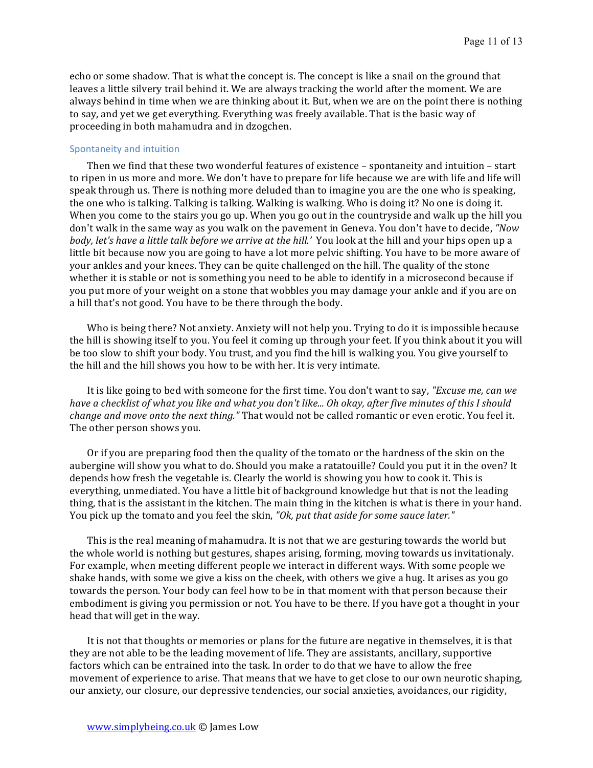echo or some shadow. That is what the concept is. The concept is like a snail on the ground that leaves a little silvery trail behind it. We are always tracking the world after the moment. We are always behind in time when we are thinking about it. But, when we are on the point there is nothing to say, and yet we get everything. Everything was freely available. That is the basic way of proceeding in both mahamudra and in dzogchen.

## Spontaneity and intuition

Then we find that these two wonderful features of existence – spontaneity and intuition – start to ripen in us more and more. We don't have to prepare for life because we are with life and life will speak through us. There is nothing more deluded than to imagine you are the one who is speaking, the one who is talking. Talking is talking. Walking is walking. Who is doing it? No one is doing it. When you come to the stairs you go up. When you go out in the countryside and walk up the hill you don't walk in the same way as you walk on the pavement in Geneva. You don't have to decide, *"Now body, let's have a little talk before we arrive at the hill.'* You look at the hill and your hips open up a little bit because now you are going to have a lot more pelvic shifting. You have to be more aware of your ankles and your knees. They can be quite challenged on the hill. The quality of the stone whether it is stable or not is something you need to be able to identify in a microsecond because if you put more of your weight on a stone that wobbles you may damage your ankle and if you are on a hill that's not good. You have to be there through the body.

Who is being there? Not anxiety. Anxiety will not help you. Trying to do it is impossible because the hill is showing itself to you. You feel it coming up through your feet. If you think about it you will be too slow to shift your body. You trust, and you find the hill is walking you. You give yourself to the hill and the hill shows you how to be with her. It is very intimate.

It is like going to bed with someone for the first time. You don't want to say, *"Excuse me, can we have a checklist of what you like and what you don't like... Oh okay, after five minutes of this I should change and move onto the next thing."* That would not be called romantic or even erotic. You feel it. The other person shows you.

Or if you are preparing food then the quality of the tomato or the hardness of the skin on the aubergine will show you what to do. Should you make a ratatouille? Could you put it in the oven? It depends how fresh the vegetable is. Clearly the world is showing you how to cook it. This is everything, unmediated. You have a little bit of background knowledge but that is not the leading thing, that is the assistant in the kitchen. The main thing in the kitchen is what is there in your hand. You pick up the tomato and you feel the skin, *"Ok, put that aside for some sauce later."*

This is the real meaning of mahamudra. It is not that we are gesturing towards the world but the whole world is nothing but gestures, shapes arising, forming, moving towards us invitationaly. For example, when meeting different people we interact in different ways. With some people we shake hands, with some we give a kiss on the cheek, with others we give a hug. It arises as you go towards the person. Your body can feel how to be in that moment with that person because their embodiment is giving you permission or not. You have to be there. If you have got a thought in your head that will get in the way.

It is not that thoughts or memories or plans for the future are negative in themselves, it is that they are not able to be the leading movement of life. They are assistants, ancillary, supportive factors which can be entrained into the task. In order to do that we have to allow the free movement of experience to arise. That means that we have to get close to our own neurotic shaping, our anxiety, our closure, our depressive tendencies, our social anxieties, avoidances, our rigidity,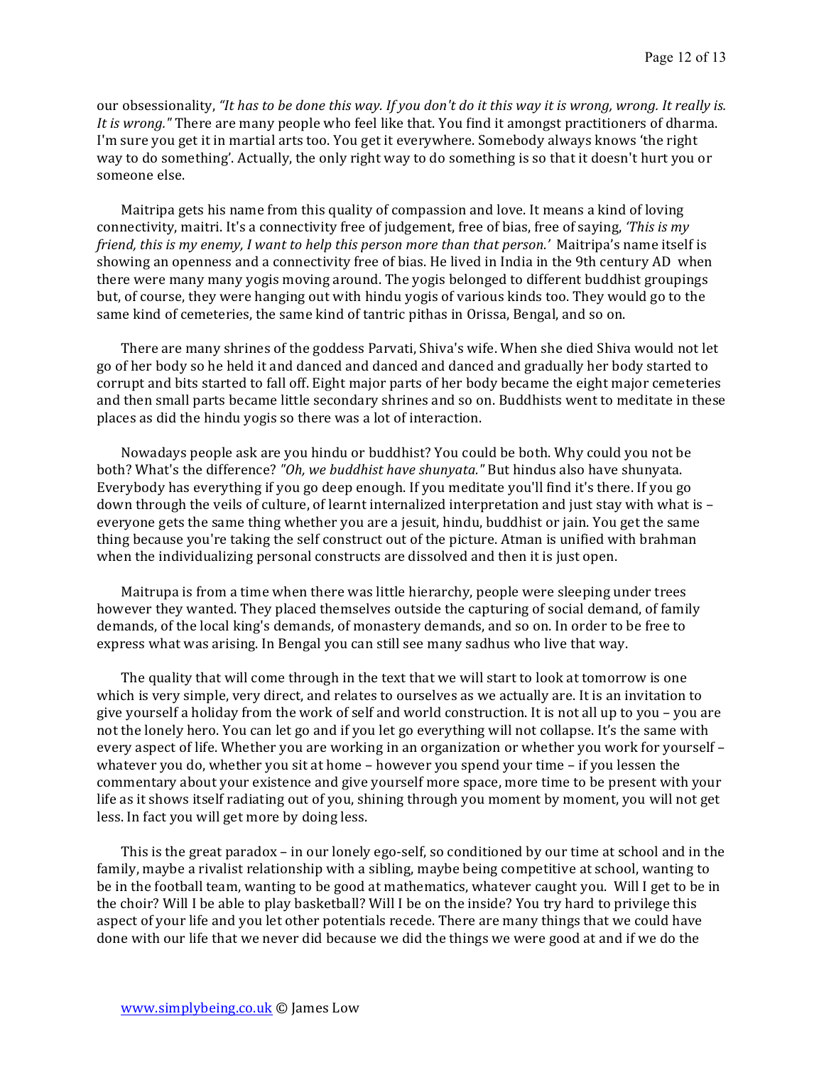our obsessionality, *"It has to be done this way. If you don't do it this way it is wrong, wrong. It really is. It is wrong."* There are many people who feel like that. You find it amongst practitioners of dharma. I'm sure you get it in martial arts too. You get it everywhere. Somebody always knows 'the right way to do something'. Actually, the only right way to do something is so that it doesn't hurt you or someone else.

Maitripa gets his name from this quality of compassion and love. It means a kind of loving connectivity, maitri. It's a connectivity free of judgement, free of bias, free of saying, *'This is my friend, this is my enemy, I want to help this person more than that person.'* Maitripa's name itself is showing an openness and a connectivity free of bias. He lived in India in the 9th century AD when there were many many yogis moving around. The yogis belonged to different buddhist groupings but, of course, they were hanging out with hindu yogis of various kinds too. They would go to the same kind of cemeteries, the same kind of tantric pithas in Orissa, Bengal, and so on.

There are many shrines of the goddess Parvati, Shiva's wife. When she died Shiva would not let go of her body so he held it and danced and danced and danced and gradually her body started to corrupt and bits started to fall off. Eight major parts of her body became the eight major cemeteries and then small parts became little secondary shrines and so on. Buddhists went to meditate in these places as did the hindu yogis so there was a lot of interaction.

Nowadays people ask are you hindu or buddhist? You could be both. Why could you not be both? What's the difference? *"Oh, we buddhist have shunyata."* But hindus also have shunyata. Everybody has everything if you go deep enough. If you meditate you'll find it's there. If you go down through the veils of culture, of learnt internalized interpretation and just stay with what is – everyone gets the same thing whether you are a jesuit, hindu, buddhist or jain. You get the same thing because you're taking the self construct out of the picture. Atman is unified with brahman when the individualizing personal constructs are dissolved and then it is just open.

Maitrupa is from a time when there was little hierarchy, people were sleeping under trees however they wanted. They placed themselves outside the capturing of social demand, of family demands, of the local king's demands, of monastery demands, and so on. In order to be free to express what was arising. In Bengal you can still see many sadhus who live that way.

The quality that will come through in the text that we will start to look at tomorrow is one which is very simple, very direct, and relates to ourselves as we actually are. It is an invitation to give yourself a holiday from the work of self and world construction. It is not all up to you – you are not the lonely hero. You can let go and if you let go everything will not collapse. It's the same with every aspect of life. Whether you are working in an organization or whether you work for yourself – whatever you do, whether you sit at home – however you spend your time – if you lessen the commentary about your existence and give yourself more space, more time to be present with your life as it shows itself radiating out of you, shining through you moment by moment, you will not get less. In fact you will get more by doing less.

This is the great paradox – in our lonely ego-self, so conditioned by our time at school and in the family, maybe a rivalist relationship with a sibling, maybe being competitive at school, wanting to be in the football team, wanting to be good at mathematics, whatever caught you. Will I get to be in the choir? Will I be able to play basketball? Will I be on the inside? You try hard to privilege this aspect of your life and you let other potentials recede. There are many things that we could have done with our life that we never did because we did the things we were good at and if we do the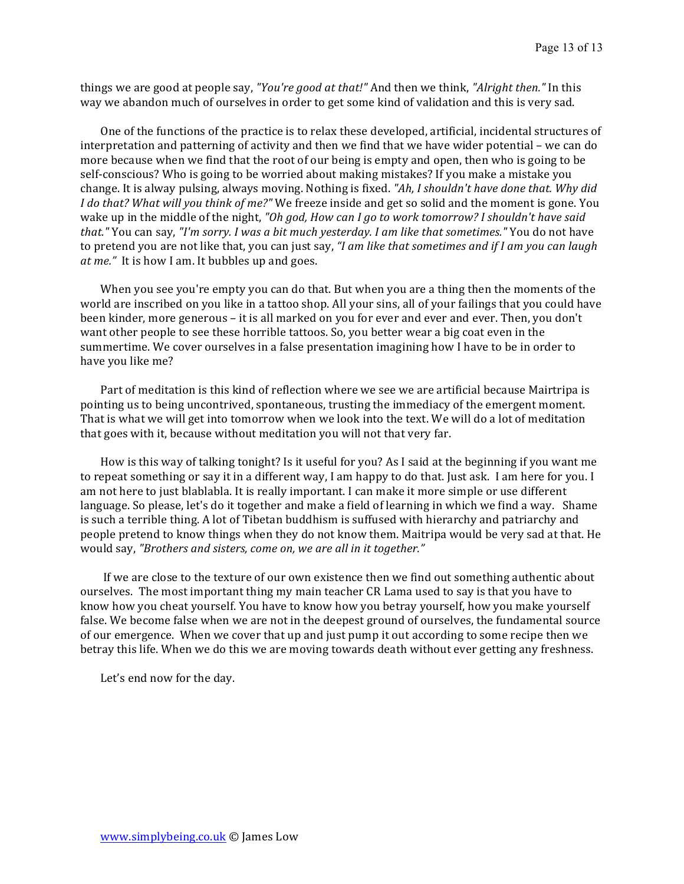things we are good at people say, *"You're good at that!"* And then we think, *"Alright then."* In this way we abandon much of ourselves in order to get some kind of validation and this is very sad.

One of the functions of the practice is to relax these developed, artificial, incidental structures of interpretation and patterning of activity and then we find that we have wider potential – we can do more because when we find that the root of our being is empty and open, then who is going to be self-conscious? Who is going to be worried about making mistakes? If you make a mistake you change. It is alway pulsing, always moving. Nothing is fixed. *"Ah, I shouldn't have done that. Why did I do that? What will you think of me?"* We freeze inside and get so solid and the moment is gone. You wake up in the middle of the night, *"Oh god, How can I go to work tomorrow? I shouldn't have said that."* You can say, *"I'm sorry. I was a bit much yesterday. I am like that sometimes."* You do not have to pretend you are not like that, you can just say, *"I am like that sometimes and if I am you can laugh at me."* It is how I am. It bubbles up and goes.

When you see you're empty you can do that. But when you are a thing then the moments of the world are inscribed on you like in a tattoo shop. All your sins, all of your failings that you could have been kinder, more generous – it is all marked on you for ever and ever and ever. Then, you don't want other people to see these horrible tattoos. So, you better wear a big coat even in the summertime. We cover ourselves in a false presentation imagining how I have to be in order to have you like me?

Part of meditation is this kind of reflection where we see we are artificial because Mairtripa is pointing us to being uncontrived, spontaneous, trusting the immediacy of the emergent moment. That is what we will get into tomorrow when we look into the text. We will do a lot of meditation that goes with it, because without meditation you will not that very far.

How is this way of talking tonight? Is it useful for you? As I said at the beginning if you want me to repeat something or say it in a different way, I am happy to do that. Just ask. I am here for you. I am not here to just blablabla. It is really important. I can make it more simple or use different language. So please, let's do it together and make a field of learning in which we find a way. Shame is such a terrible thing. A lot of Tibetan buddhism is suffused with hierarchy and patriarchy and people pretend to know things when they do not know them. Maitripa would be very sad at that. He would say, *"Brothers and sisters, come on, we are all in it together."*

If we are close to the texture of our own existence then we find out something authentic about ourselves. The most important thing my main teacher CR Lama used to say is that you have to know how you cheat yourself. You have to know how you betray yourself, how you make yourself false. We become false when we are not in the deepest ground of ourselves, the fundamental source of our emergence. When we cover that up and just pump it out according to some recipe then we betray this life. When we do this we are moving towards death without ever getting any freshness.

Let's end now for the day.

www.simplybeing.co.uk © James Low